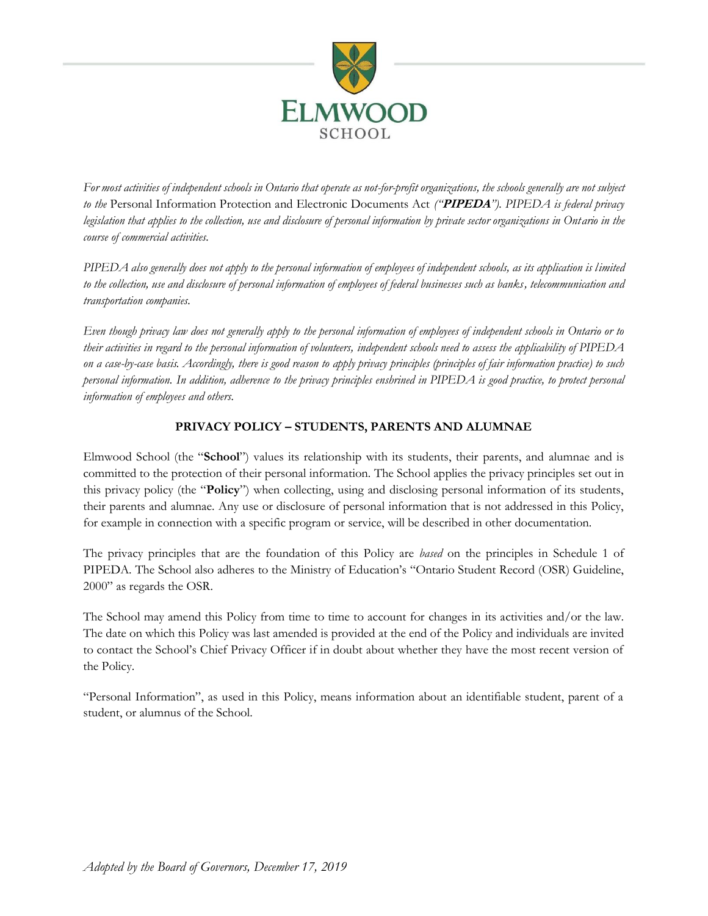ELMWOOD SCHOOL

*For most activities of independent schools in Ontario that operate as not-for-profit organizations, the schools generally are not subject to the* Personal Information Protection and Electronic Documents Act *("**PIPEDA**"). PIPEDA is federal privacy legislation that applies to the collection, use and disclosure of personal information by private sector organizations in Ontario in the course of commercial activities.*

*PIPEDA also generally does not apply to the personal information of employees of independent schools, as its application is limited to the collection, use and disclosure of personal information of employees of federal businesses such as banks, telecommunication and transportation companies.*

*Even though privacy law does not generally apply to the personal information of employees of independent schools in Ontario or to their activities in regard to the personal information of volunteers, independent schools need to assess the applicability of PIPEDA on a case-by-case basis. Accordingly, there is good reason to apply privacy principles (principles of fair information practice) to such personal information. In addition, adherence to the privacy principles enshrined in PIPEDA is good practice, to protect personal information of employees and others.*

## PRIVACY POLICY – STUDENTS, PARENTS AND ALUMNAE

Elmwood School (the "**School**") values its relationship with its students, their parents, and alumnae and is committed to the protection of their personal information. The School applies the privacy principles set out in this privacy policy (the "**Policy**") when collecting, using and disclosing personal information of its students, their parents and alumnae. Any use or disclosure of personal information that is not addressed in this Policy, for example in connection with a specific program or service, will be described in other documentation.

The privacy principles that are the foundation of this Policy are *based* on the principles in Schedule 1 of PIPEDA. The School also adheres to the Ministry of Education's "Ontario Student Record (OSR) Guideline, 2000" as regards the OSR.

The School may amend this Policy from time to time to account for changes in its activities and/or the law. The date on which this Policy was last amended is provided at the end of the Policy and individuals are invited to contact the School's Chief Privacy Officer if in doubt about whether they have the most recent version of the Policy.

"Personal Information", as used in this Policy, means information about an identifiable student, parent of a student, or alumnus of the School.

*Adopted by the Board of Governors, December 17, 2019*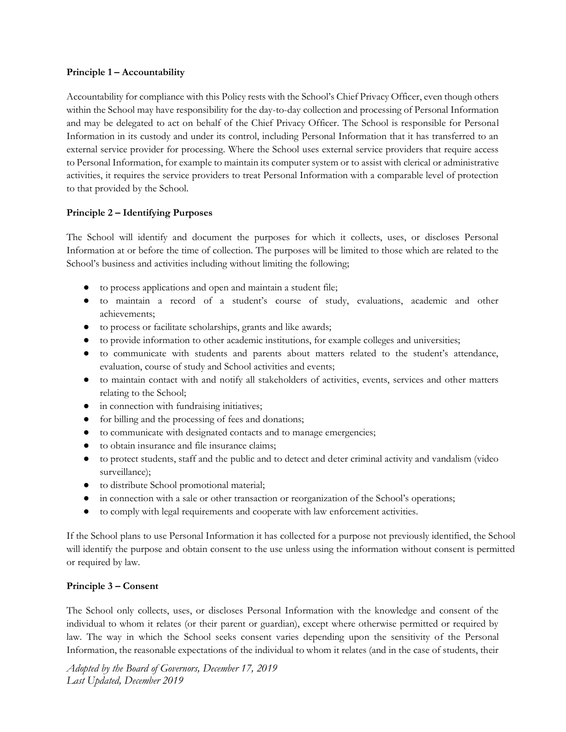**Principle 1 – Accountability**

Accountability for compliance with this Policy rests with the School's Chief Privacy Officer, even though others within the School may have responsibility for the day-to-day collection and processing of Personal Information and may be delegated to act on behalf of the Chief Privacy Officer. The School is responsible for Personal Information in its custody and under its control, including Personal Information that it has transferred to an external service provider for processing. Where the School uses external service providers that require access to Personal Information, for example to maintain its computer system or to assist with clerical or administrative activities, it requires the service providers to treat Personal Information with a comparable level of protection to that provided by the School.

**Principle 2 – Identifying Purposes**

The School will identify and document the purposes for which it collects, uses, or discloses Personal Information at or before the time of collection. The purposes will be limited to those which are related to the School's business and activities including without limiting the following;

- to process applications and open and maintain a student file;
- to maintain a record of a student's course of study, evaluations, academic and other achievements;
- to process or facilitate scholarships, grants and like awards;
- to provide information to other academic institutions, for example colleges and universities;
- to communicate with students and parents about matters related to the student's attendance, evaluation, course of study and School activities and events;
- to maintain contact with and notify all stakeholders of activities, events, services and other matters relating to the School;
- in connection with fundraising initiatives;
- for billing and the processing of fees and donations;
- to communicate with designated contacts and to manage emergencies;
- to obtain insurance and file insurance claims;
- to protect students, staff and the public and to detect and deter criminal activity and vandalism (video surveillance);
- to distribute School promotional material;
- in connection with a sale or other transaction or reorganization of the School's operations;
- to comply with legal requirements and cooperate with law enforcement activities.

If the School plans to use Personal Information it has collected for a purpose not previously identified, the School will identify the purpose and obtain consent to the use unless using the information without consent is permitted or required by law.

**Principle 3 – Consent**

The School only collects, uses, or discloses Personal Information with the knowledge and consent of the individual to whom it relates (or their parent or guardian), except where otherwise permitted or required by law. The way in which the School seeks consent varies depending upon the sensitivity of the Personal Information, the reasonable expectations of the individual to whom it relates (and in the case of students, their

*Adopted by the Board of Governors, December 17, 2019*
*Last Updated, December 2019*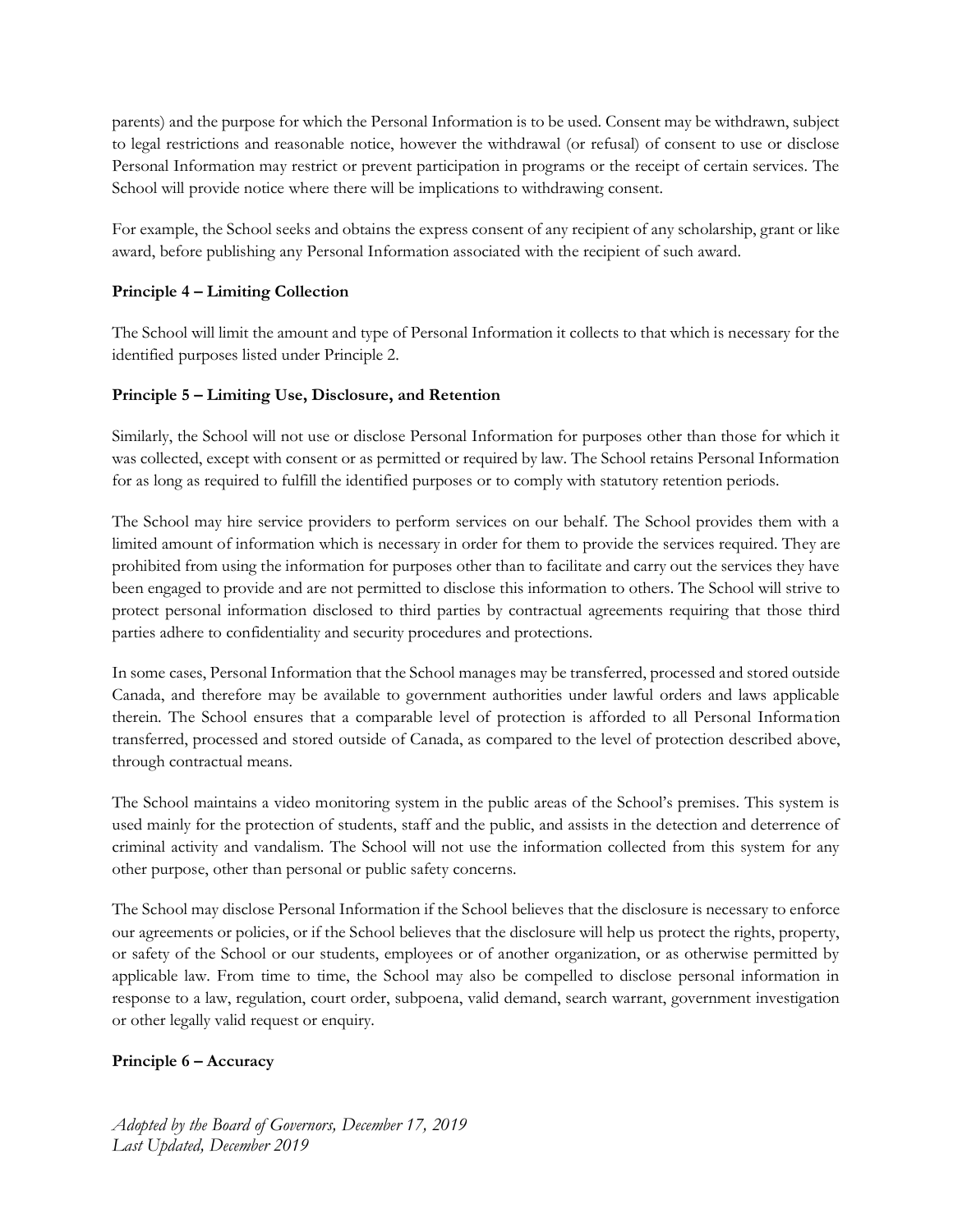parents) and the purpose for which the Personal Information is to be used. Consent may be withdrawn, subject to legal restrictions and reasonable notice, however the withdrawal (or refusal) of consent to use or disclose Personal Information may restrict or prevent participation in programs or the receipt of certain services. The School will provide notice where there will be implications to withdrawing consent.

For example, the School seeks and obtains the express consent of any recipient of any scholarship, grant or like award, before publishing any Personal Information associated with the recipient of such award.

**Principle 4 – Limiting Collection**

The School will limit the amount and type of Personal Information it collects to that which is necessary for the identified purposes listed under Principle 2.

**Principle 5 – Limiting Use, Disclosure, and Retention**

Similarly, the School will not use or disclose Personal Information for purposes other than those for which it was collected, except with consent or as permitted or required by law. The School retains Personal Information for as long as required to fulfill the identified purposes or to comply with statutory retention periods.

The School may hire service providers to perform services on our behalf. The School provides them with a limited amount of information which is necessary in order for them to provide the services required. They are prohibited from using the information for purposes other than to facilitate and carry out the services they have been engaged to provide and are not permitted to disclose this information to others. The School will strive to protect personal information disclosed to third parties by contractual agreements requiring that those third parties adhere to confidentiality and security procedures and protections.

In some cases, Personal Information that the School manages may be transferred, processed and stored outside Canada, and therefore may be available to government authorities under lawful orders and laws applicable therein. The School ensures that a comparable level of protection is afforded to all Personal Information transferred, processed and stored outside of Canada, as compared to the level of protection described above, through contractual means.

The School maintains a video monitoring system in the public areas of the School's premises. This system is used mainly for the protection of students, staff and the public, and assists in the detection and deterrence of criminal activity and vandalism. The School will not use the information collected from this system for any other purpose, other than personal or public safety concerns.

The School may disclose Personal Information if the School believes that the disclosure is necessary to enforce our agreements or policies, or if the School believes that the disclosure will help us protect the rights, property, or safety of the School or our students, employees or of another organization, or as otherwise permitted by applicable law. From time to time, the School may also be compelled to disclose personal information in response to a law, regulation, court order, subpoena, valid demand, search warrant, government investigation or other legally valid request or enquiry.

**Principle 6 – Accuracy**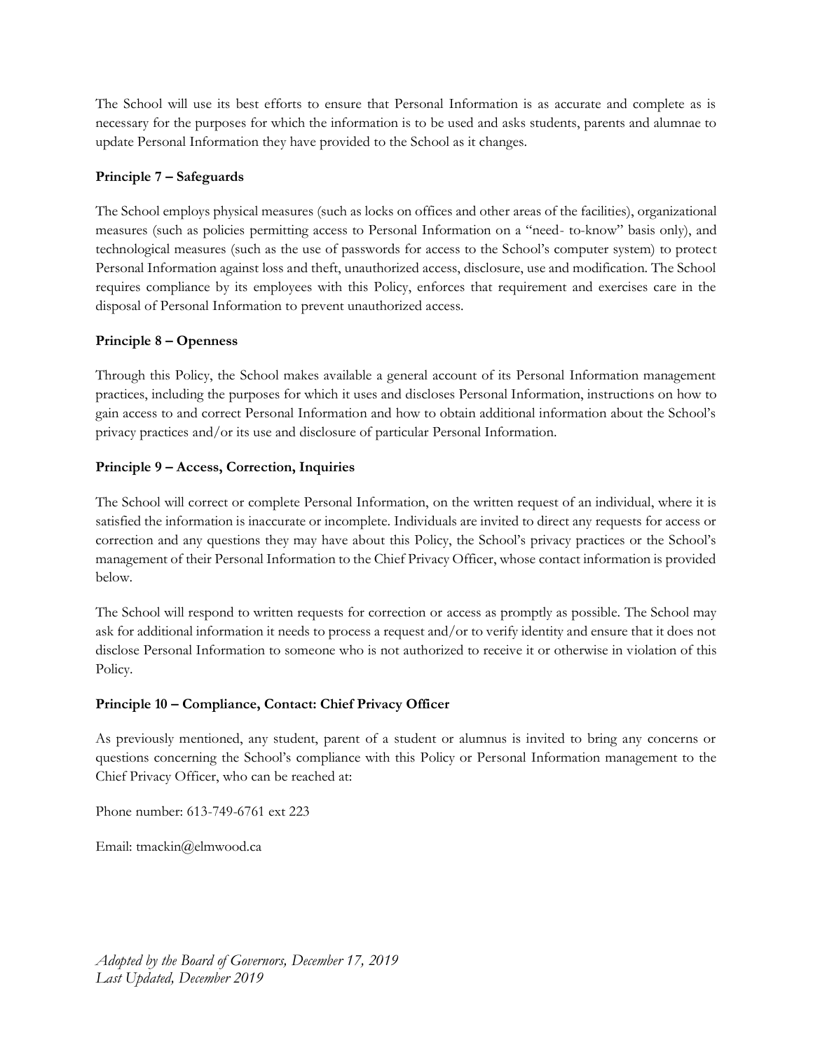The School will use its best efforts to ensure that Personal Information is as accurate and complete as is necessary for the purposes for which the information is to be used and asks students, parents and alumnae to update Personal Information they have provided to the School as it changes.

**Principle 7 – Safeguards**

The School employs physical measures (such as locks on offices and other areas of the facilities), organizational measures (such as policies permitting access to Personal Information on a "need- to-know" basis only), and technological measures (such as the use of passwords for access to the School's computer system) to protect Personal Information against loss and theft, unauthorized access, disclosure, use and modification. The School requires compliance by its employees with this Policy, enforces that requirement and exercises care in the disposal of Personal Information to prevent unauthorized access.

**Principle 8 – Openness**

Through this Policy, the School makes available a general account of its Personal Information management practices, including the purposes for which it uses and discloses Personal Information, instructions on how to gain access to and correct Personal Information and how to obtain additional information about the School's privacy practices and/or its use and disclosure of particular Personal Information.

**Principle 9 – Access, Correction, Inquiries**

The School will correct or complete Personal Information, on the written request of an individual, where it is satisfied the information is inaccurate or incomplete. Individuals are invited to direct any requests for access or correction and any questions they may have about this Policy, the School's privacy practices or the School's management of their Personal Information to the Chief Privacy Officer, whose contact information is provided below.

The School will respond to written requests for correction or access as promptly as possible. The School may ask for additional information it needs to process a request and/or to verify identity and ensure that it does not disclose Personal Information to someone who is not authorized to receive it or otherwise in violation of this Policy.

**Principle 10 – Compliance, Contact: Chief Privacy Officer**

As previously mentioned, any student, parent of a student or alumnus is invited to bring any concerns or questions concerning the School's compliance with this Policy or Personal Information management to the Chief Privacy Officer, who can be reached at:

Phone number: 613-749-6761 ext 223

Email: tmackin@elmwood.ca

*Adopted by the Board of Governors, December 17, 2019*
*Last Updated, December 2019*